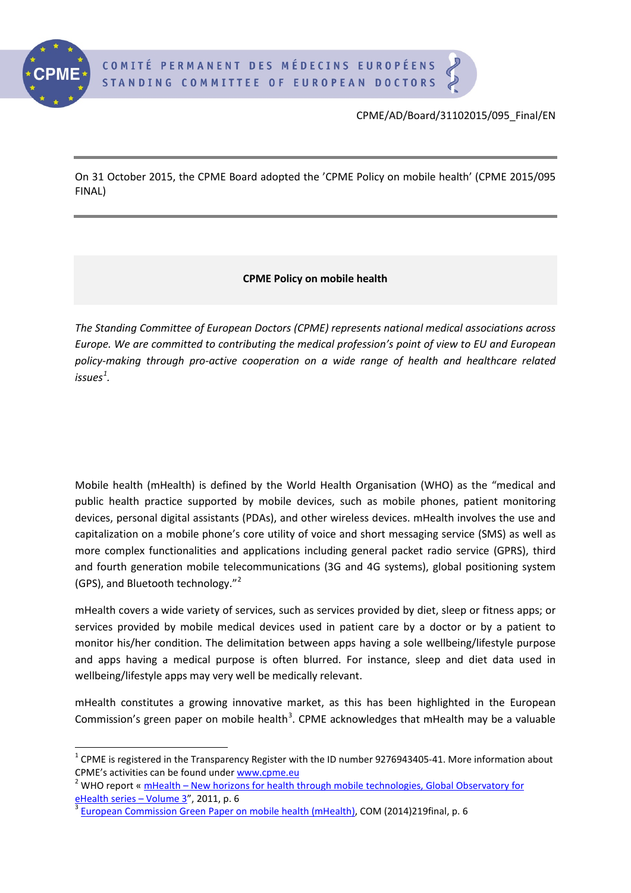CPME/AD/Board/31102015/095_Final/EN

On 31 October 2015, the CPME Board adopted the 'CPME Policy on mobile health' (CPME 2015/095 FINAL)

# CPME Policy on mobile health

*The Standing Committee of European Doctors (CPME) represents national medical associations across Europe. We are committed to contributing the medical profession's point of view to EU and European policy-making through pro-active cooperation on a wide range of health and healthcare related issues*[1].

Mobile health (mHealth) is defined by the World Health Organisation (WHO) as the "medical and public health practice supported by mobile devices, such as mobile phones, patient monitoring devices, personal digital assistants (PDAs), and other wireless devices. mHealth involves the use and capitalization on a mobile phone's core utility of voice and short messaging service (SMS) as well as more complex functionalities and applications including general packet radio service (GPRS), third and fourth generation mobile telecommunications (3G and 4G systems), global positioning system (GPS), and Bluetooth technology."[2]

mHealth covers a wide variety of services, such as services provided by diet, sleep or fitness apps; or services provided by mobile medical devices used in patient care by a doctor or by a patient to monitor his/her condition. The delimitation between apps having a sole wellbeing/lifestyle purpose and apps having a medical purpose is often blurred. For instance, sleep and diet data used in wellbeing/lifestyle apps may very well be medically relevant.

mHealth constitutes a growing innovative market, as this has been highlighted in the European Commission's green paper on mobile health[3]. CPME acknowledges that mHealth may be a valuable

[1] CPME is registered in the Transparency Register with the ID number 9276943405-41. More information about CPME's activities can be found under www.cpme.eu

[2] WHO report « mHealth – New horizons for health through mobile technologies, Global Observatory for eHealth series – Volume 3", 2011, p. 6

[3] European Commission Green Paper on mobile health (mHealth), COM (2014)219final, p. 6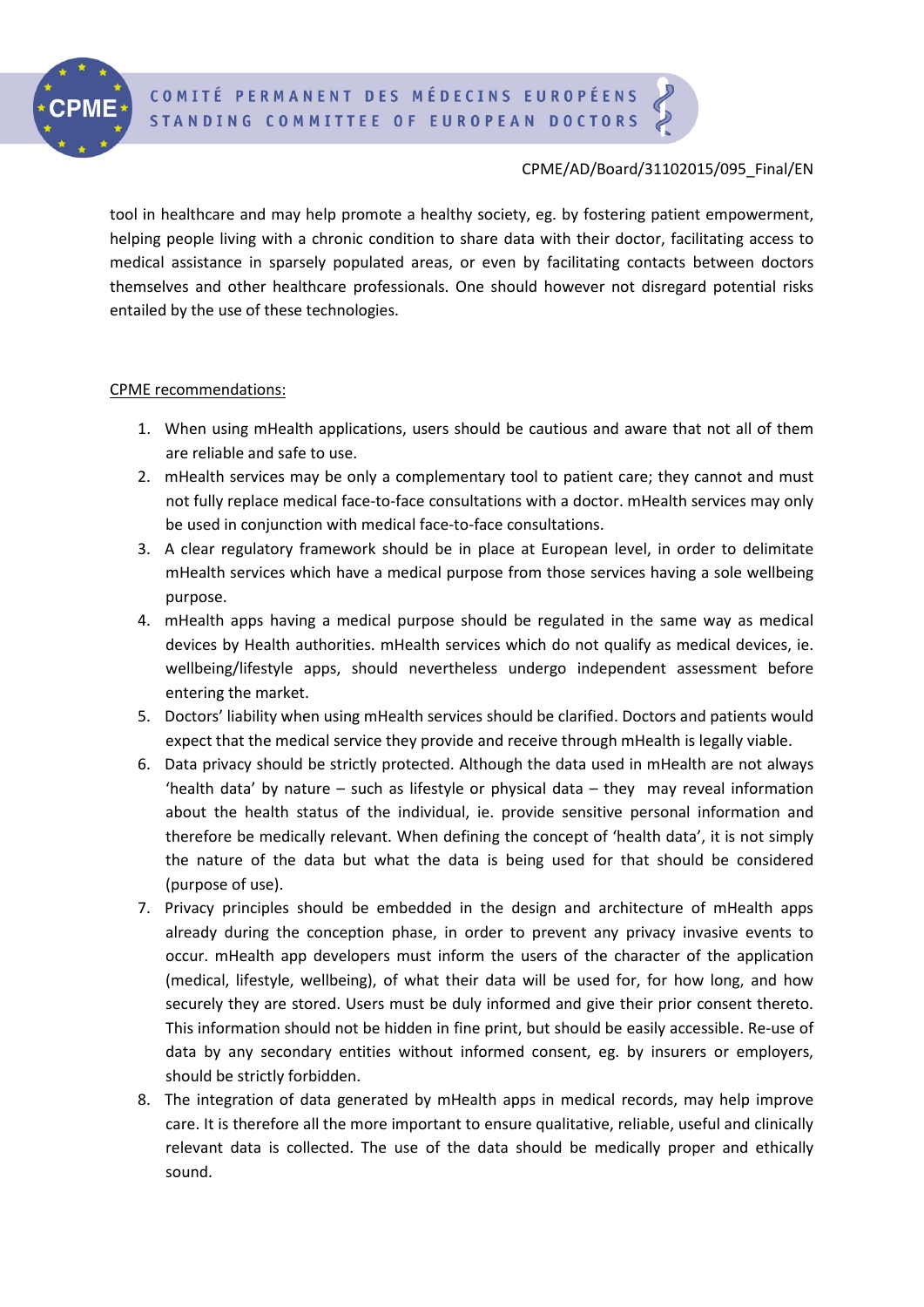tool in healthcare and may help promote a healthy society, eg. by fostering patient empowerment, helping people living with a chronic condition to share data with their doctor, facilitating access to medical assistance in sparsely populated areas, or even by facilitating contacts between doctors themselves and other healthcare professionals. One should however not disregard potential risks entailed by the use of these technologies.

CPME recommendations:

1. When using mHealth applications, users should be cautious and aware that not all of them are reliable and safe to use.
2. mHealth services may be only a complementary tool to patient care; they cannot and must not fully replace medical face-to-face consultations with a doctor. mHealth services may only be used in conjunction with medical face-to-face consultations.
3. A clear regulatory framework should be in place at European level, in order to delimitate mHealth services which have a medical purpose from those services having a sole wellbeing purpose.
4. mHealth apps having a medical purpose should be regulated in the same way as medical devices by Health authorities. mHealth services which do not qualify as medical devices, ie. wellbeing/lifestyle apps, should nevertheless undergo independent assessment before entering the market.
5. Doctors' liability when using mHealth services should be clarified. Doctors and patients would expect that the medical service they provide and receive through mHealth is legally viable.
6. Data privacy should be strictly protected. Although the data used in mHealth are not always 'health data' by nature – such as lifestyle or physical data – they may reveal information about the health status of the individual, ie. provide sensitive personal information and therefore be medically relevant. When defining the concept of 'health data', it is not simply the nature of the data but what the data is being used for that should be considered (purpose of use).
7. Privacy principles should be embedded in the design and architecture of mHealth apps already during the conception phase, in order to prevent any privacy invasive events to occur. mHealth app developers must inform the users of the character of the application (medical, lifestyle, wellbeing), of what their data will be used for, for how long, and how securely they are stored. Users must be duly informed and give their prior consent thereto. This information should not be hidden in fine print, but should be easily accessible. Re-use of data by any secondary entities without informed consent, eg. by insurers or employers, should be strictly forbidden.
8. The integration of data generated by mHealth apps in medical records, may help improve care. It is therefore all the more important to ensure qualitative, reliable, useful and clinically relevant data is collected. The use of the data should be medically proper and ethically sound.